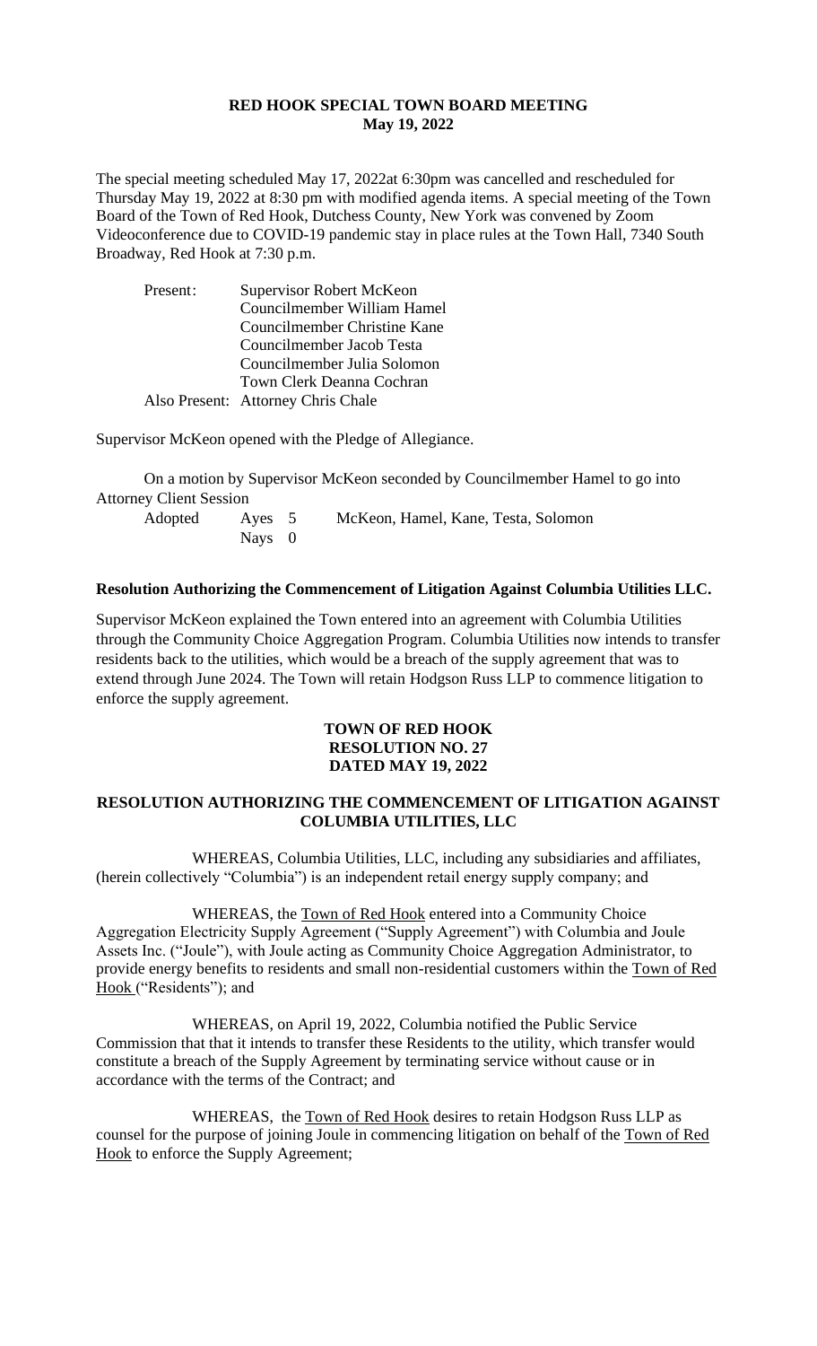# RED HOOK SPECIAL TOWN BOARD MEETING
## May 19, 2022

The special meeting scheduled May 17, 2022at 6:30pm was cancelled and rescheduled for Thursday May 19, 2022 at 8:30 pm with modified agenda items. A special meeting of the Town Board of the Town of Red Hook, Dutchess County, New York was convened by Zoom Videoconference due to COVID-19 pandemic stay in place rules at the Town Hall, 7340 South Broadway, Red Hook at 7:30 p.m.

| | |
|---|---|
| Present: | Supervisor Robert McKeon |
| | Councilmember William Hamel |
| | Councilmember Christine Kane |
| | Councilmember Jacob Testa |
| | Councilmember Julia Solomon |
| | Town Clerk Deanna Cochran |
| Also Present: | Attorney Chris Chale |

Supervisor McKeon opened with the Pledge of Allegiance.

On a motion by Supervisor McKeon seconded by Councilmember Hamel to go into Attorney Client Session

| | | |
|---|---|---|
| Adopted | Ayes 5 | McKeon, Hamel, Kane, Testa, Solomon |
| | Nays 0 | |

**Resolution Authorizing the Commencement of Litigation Against Columbia Utilities LLC.**

Supervisor McKeon explained the Town entered into an agreement with Columbia Utilities through the Community Choice Aggregation Program. Columbia Utilities now intends to transfer residents back to the utilities, which would be a breach of the supply agreement that was to extend through June 2024. The Town will retain Hodgson Russ LLP to commence litigation to enforce the supply agreement.

**TOWN OF RED HOOK**
**RESOLUTION NO. 27**
**DATED MAY 19, 2022**

**RESOLUTION AUTHORIZING THE COMMENCEMENT OF LITIGATION AGAINST COLUMBIA UTILITIES, LLC**

WHEREAS, Columbia Utilities, LLC, including any subsidiaries and affiliates, (herein collectively "Columbia") is an independent retail energy supply company; and

WHEREAS, the Town of Red Hook entered into a Community Choice Aggregation Electricity Supply Agreement ("Supply Agreement") with Columbia and Joule Assets Inc. ("Joule"), with Joule acting as Community Choice Aggregation Administrator, to provide energy benefits to residents and small non-residential customers within the Town of Red Hook ("Residents"); and

WHEREAS, on April 19, 2022, Columbia notified the Public Service Commission that that it intends to transfer these Residents to the utility, which transfer would constitute a breach of the Supply Agreement by terminating service without cause or in accordance with the terms of the Contract; and

WHEREAS, the Town of Red Hook desires to retain Hodgson Russ LLP as counsel for the purpose of joining Joule in commencing litigation on behalf of the Town of Red Hook to enforce the Supply Agreement;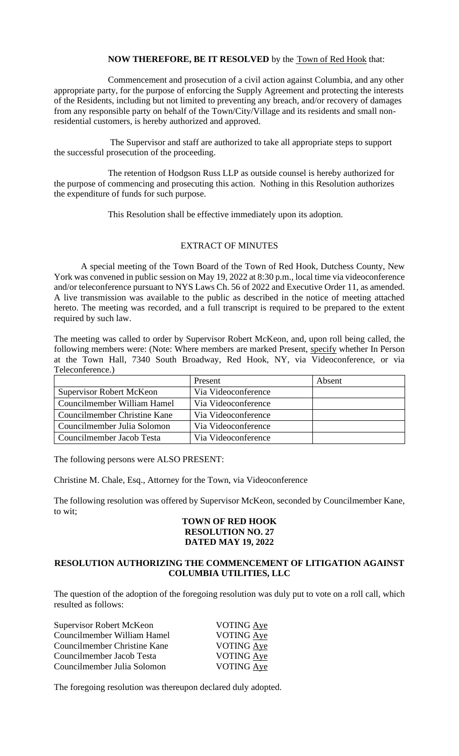**NOW THEREFORE, BE IT RESOLVED** by the Town of Red Hook that:

Commencement and prosecution of a civil action against Columbia, and any other appropriate party, for the purpose of enforcing the Supply Agreement and protecting the interests of the Residents, including but not limited to preventing any breach, and/or recovery of damages from any responsible party on behalf of the Town/City/Village and its residents and small non-residential customers, is hereby authorized and approved.

The Supervisor and staff are authorized to take all appropriate steps to support the successful prosecution of the proceeding.

The retention of Hodgson Russ LLP as outside counsel is hereby authorized for the purpose of commencing and prosecuting this action. Nothing in this Resolution authorizes the expenditure of funds for such purpose.

This Resolution shall be effective immediately upon its adoption.

EXTRACT OF MINUTES

A special meeting of the Town Board of the Town of Red Hook, Dutchess County, New York was convened in public session on May 19, 2022 at 8:30 p.m., local time via videoconference and/or teleconference pursuant to NYS Laws Ch. 56 of 2022 and Executive Order 11, as amended. A live transmission was available to the public as described in the notice of meeting attached hereto. The meeting was recorded, and a full transcript is required to be prepared to the extent required by such law.

The meeting was called to order by Supervisor Robert McKeon, and, upon roll being called, the following members were: (Note: Where members are marked Present, specify whether In Person at the Town Hall, 7340 South Broadway, Red Hook, NY, via Videoconference, or via Teleconference.)

| | Present | Absent |
|---|---|---|
| Supervisor Robert McKeon | Via Videoconference | |
| Councilmember William Hamel | Via Videoconference | |
| Councilmember Christine Kane | Via Videoconference | |
| Councilmember Julia Solomon | Via Videoconference | |
| Councilmember Jacob Testa | Via Videoconference | |

The following persons were ALSO PRESENT:

Christine M. Chale, Esq., Attorney for the Town, via Videoconference

The following resolution was offered by Supervisor McKeon, seconded by Councilmember Kane, to wit;

**TOWN OF RED HOOK**
**RESOLUTION NO. 27**
**DATED MAY 19, 2022**

**RESOLUTION AUTHORIZING THE COMMENCEMENT OF LITIGATION AGAINST COLUMBIA UTILITIES, LLC**

The question of the adoption of the foregoing resolution was duly put to vote on a roll call, which resulted as follows:

| | |
|---|---|
| Supervisor Robert McKeon | VOTING Aye |
| Councilmember William Hamel | VOTING Aye |
| Councilmember Christine Kane | VOTING Aye |
| Councilmember Jacob Testa | VOTING Aye |
| Councilmember Julia Solomon | VOTING Aye |

The foregoing resolution was thereupon declared duly adopted.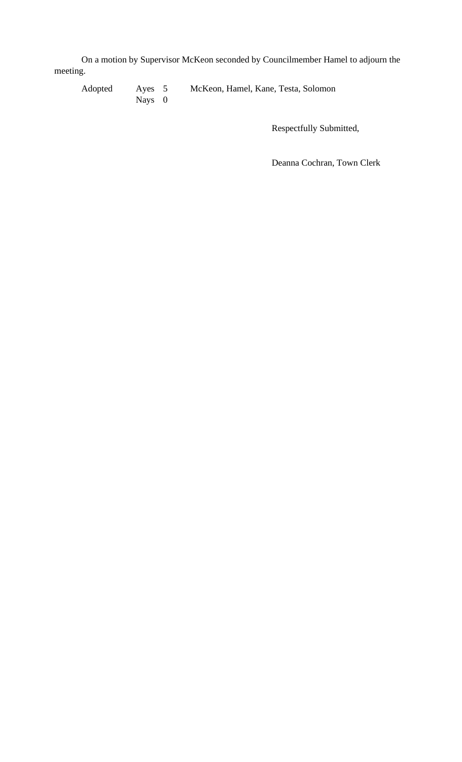On a motion by Supervisor McKeon seconded by Councilmember Hamel to adjourn the meeting.

| | | |
|---|---|---|
| Adopted | Ayes 5 | McKeon, Hamel, Kane, Testa, Solomon |
| | Nays 0 | |

Respectfully Submitted,

Deanna Cochran, Town Clerk